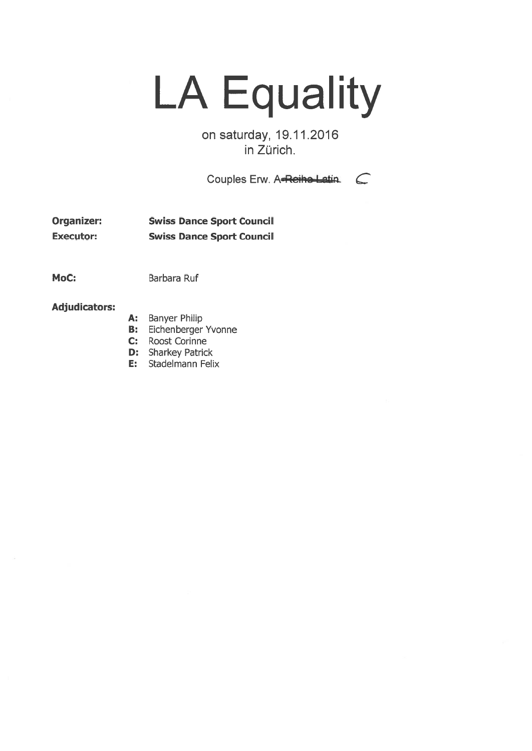# LA Equality

on saturday, 19.11.2016
in Zürich.

Couples Erw. A ~~Reihe Latin~~ C

**Organizer:** **Swiss Dance Sport Council**
**Executor:** **Swiss Dance Sport Council**

**MoC:** Barbara Ruf

**Adjudicators:**

- **A:** Banyer Philip
- **B:** Eichenberger Yvonne
- **C:** Roost Corinne
- **D:** Sharkey Patrick
- **E:** Stadelmann Felix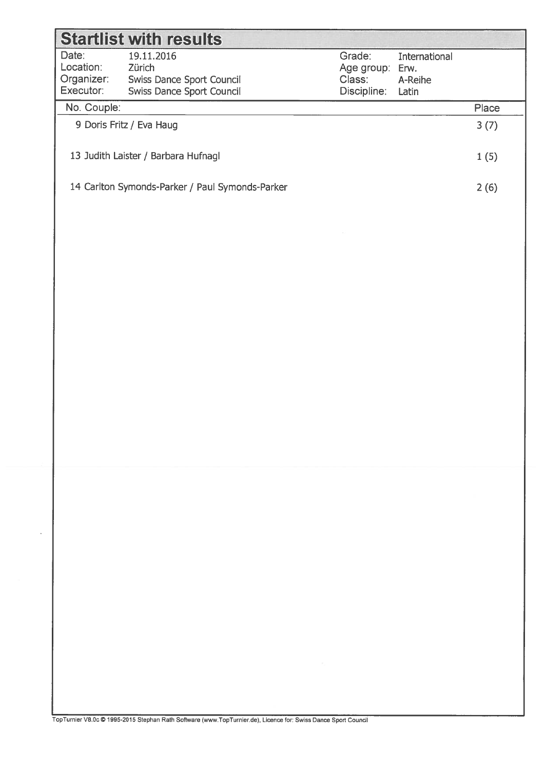# Startlist with results

| | | | |
|---|---|---|---|
| Date: | 19.11.2016 | Grade: | International |
| Location: | Zürich | Age group: | Erw. |
| Organizer: | Swiss Dance Sport Council | Class: | A-Reihe |
| Executor: | Swiss Dance Sport Council | Discipline: | Latin |

| No. | Couple: | Place |
|---|---|---|
| 9 | Doris Fritz / Eva Haug | 3 (7) |
| 13 | Judith Laister / Barbara Hufnagl | 1 (5) |
| 14 | Carlton Symonds-Parker / Paul Symonds-Parker | 2 (6) |

TopTurnier V8.0c © 1995-2015 Stephan Rath Software (www.TopTurnier.de), Licence for: Swiss Dance Sport Council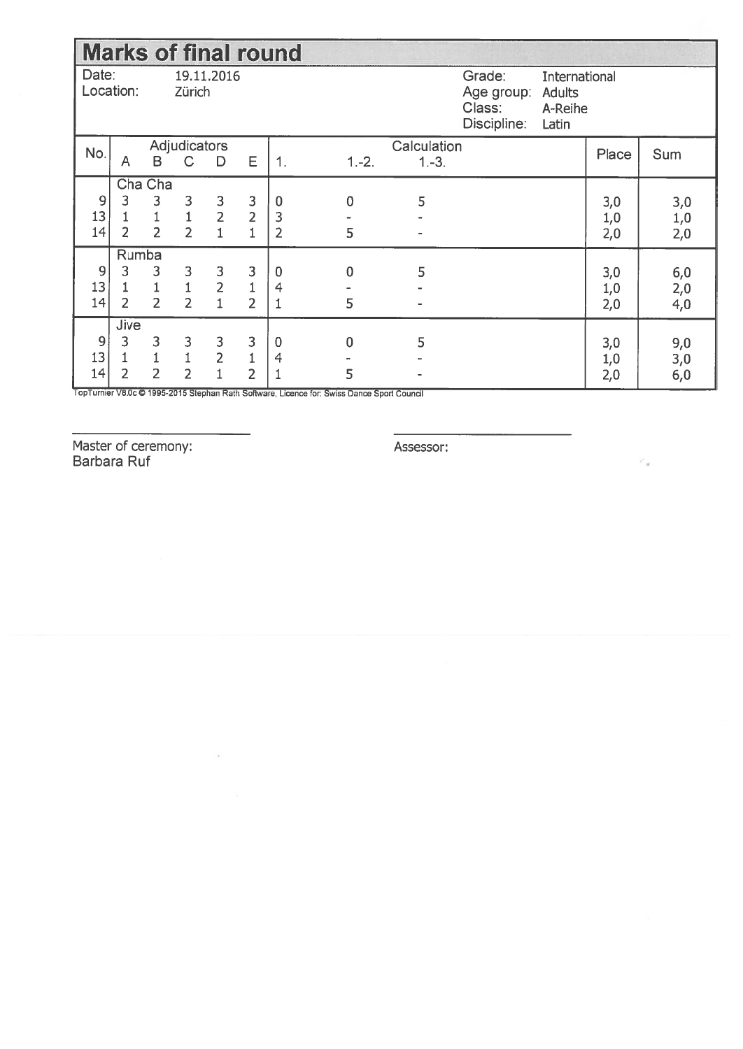# Marks of final round

Date: 19.11.2016
Location: Zürich

Grade: International
Age group: Adults
Class: A-Reihe
Discipline: Latin

| No. | Adjudicators A | B | C | D | E | Calculation 1. | 1.-2. | 1.-3. | Place | Sum |
|---|---|---|---|---|---|---|---|---|---|---|
| | Cha Cha | | | | | | | | | |
| 9 | 3 | 3 | 3 | 3 | 3 | 0 | 0 | 5 | 3,0 | 3,0 |
| 13 | 1 | 1 | 1 | 2 | 2 | 3 | - | - | 1,0 | 1,0 |
| 14 | 2 | 2 | 2 | 1 | 1 | 2 | 5 | - | 2,0 | 2,0 |
| | Rumba | | | | | | | | | |
| 9 | 3 | 3 | 3 | 3 | 3 | 0 | 0 | 5 | 3,0 | 6,0 |
| 13 | 1 | 1 | 1 | 2 | 1 | 4 | - | - | 1,0 | 2,0 |
| 14 | 2 | 2 | 2 | 1 | 2 | 1 | 5 | - | 2,0 | 4,0 |
| | Jive | | | | | | | | | |
| 9 | 3 | 3 | 3 | 3 | 3 | 0 | 0 | 5 | 3,0 | 9,0 |
| 13 | 1 | 1 | 1 | 2 | 1 | 4 | - | - | 1,0 | 3,0 |
| 14 | 2 | 2 | 2 | 1 | 2 | 1 | 5 | - | 2,0 | 6,0 |

TopTurnier V8.0c © 1995-2015 Stephan Rath Software, Licence for: Swiss Dance Sport Council

Master of ceremony:
Barbara Ruf

Assessor: